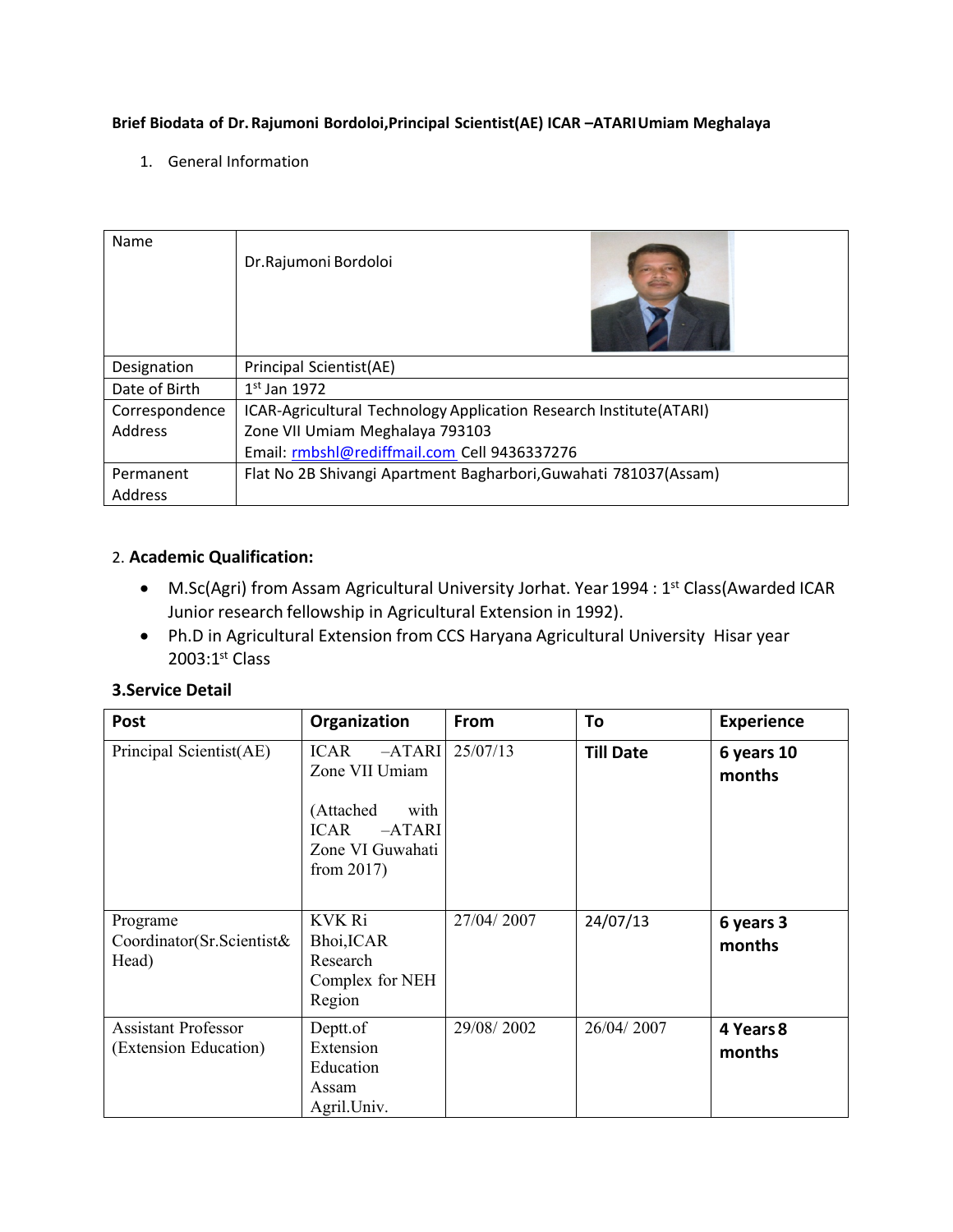**Brief Biodata of Dr. Rajumoni Bordoloi,Principal Scientist(AE) ICAR –ATARI Umiam Meghalaya**

1. General Information

| Name | Dr.Rajumoni Bordoloi |
|---|---|
| Designation | Principal Scientist(AE) |
| Date of Birth | 1st Jan 1972 |
| Correspondence Address | ICAR-Agricultural Technology Application Research Institute(ATARI) Zone VII Umiam Meghalaya 793103 Email: rmbshl@rediffmail.com Cell 9436337276 |
| Permanent Address | Flat No 2B Shivangi Apartment Bagharbori,Guwahati 781037(Assam) |

2. **Academic Qualification:**

- M.Sc(Agri) from Assam Agricultural University Jorhat. Year 1994 : 1st Class(Awarded ICAR Junior research fellowship in Agricultural Extension in 1992).
- Ph.D in Agricultural Extension from CCS Haryana Agricultural University Hisar year 2003:1st Class

**3.Service Detail**

| Post | Organization | From | To | Experience |
|---|---|---|---|---|
| Principal Scientist(AE) | ICAR –ATARI Zone VII Umiam (Attached with ICAR –ATARI Zone VI Guwahati from 2017) | 25/07/13 | **Till Date** | **6 years 10 months** |
| Programe Coordinator(Sr.Scientist& Head) | KVK Ri Bhoi,ICAR Research Complex for NEH Region | 27/04/ 2007 | 24/07/13 | **6 years 3 months** |
| Assistant Professor (Extension Education) | Deptt.of Extension Education Assam Agril.Univ. | 29/08/ 2002 | 26/04/ 2007 | **4 Years 8 months** |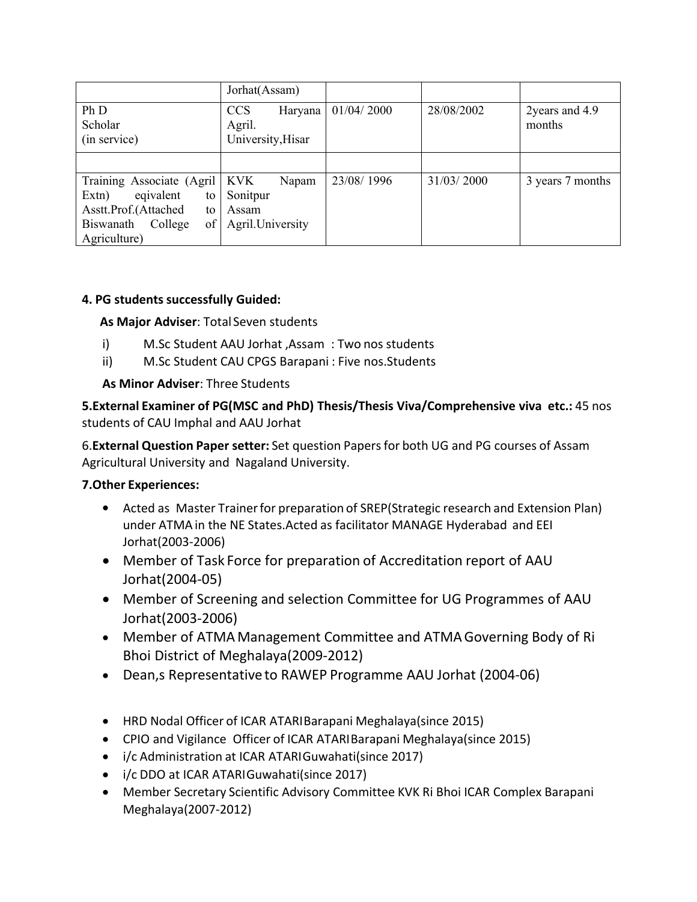| | Jorhat(Assam) | | | |
|---|---|---|---|---|
| Ph D Scholar (in service) | CCS Haryana Agril. University,Hisar | 01/04/ 2000 | 28/08/2002 | 2years and 4.9 months |
| | | | | |
| Training Associate (Agril Extn) eqivalent to Asstt.Prof.(Attached to Biswanath College of Agriculture) | KVK Napam Sonitpur Assam Agril.University | 23/08/ 1996 | 31/03/ 2000 | 3 years 7 months |

**4. PG students successfully Guided:**

**As Major Adviser**: Total Seven students

i) M.Sc Student AAU Jorhat ,Assam : Two nos students

ii) M.Sc Student CAU CPGS Barapani : Five nos.Students

**As Minor Adviser**: Three Students

**5.External Examiner of PG(MSC and PhD) Thesis/Thesis Viva/Comprehensive viva etc.:** 45 nos students of CAU Imphal and AAU Jorhat

6.**External Question Paper setter:** Set question Papers for both UG and PG courses of Assam Agricultural University and Nagaland University.

**7.Other Experiences:**

- Acted as Master Trainer for preparation of SREP(Strategic research and Extension Plan) under ATMA in the NE States.Acted as facilitator MANAGE Hyderabad and EEI Jorhat(2003-2006)
- Member of Task Force for preparation of Accreditation report of AAU Jorhat(2004-05)
- Member of Screening and selection Committee for UG Programmes of AAU Jorhat(2003-2006)
- Member of ATMA Management Committee and ATMA Governing Body of Ri Bhoi District of Meghalaya(2009-2012)
- Dean,s Representative to RAWEP Programme AAU Jorhat (2004-06)
- HRD Nodal Officer of ICAR ATARI Barapani Meghalaya(since 2015)
- CPIO and Vigilance Officer of ICAR ATARI Barapani Meghalaya(since 2015)
- i/c Administration at ICAR ATARI Guwahati(since 2017)
- i/c DDO at ICAR ATARI Guwahati(since 2017)
- Member Secretary Scientific Advisory Committee KVK Ri Bhoi ICAR Complex Barapani Meghalaya(2007-2012)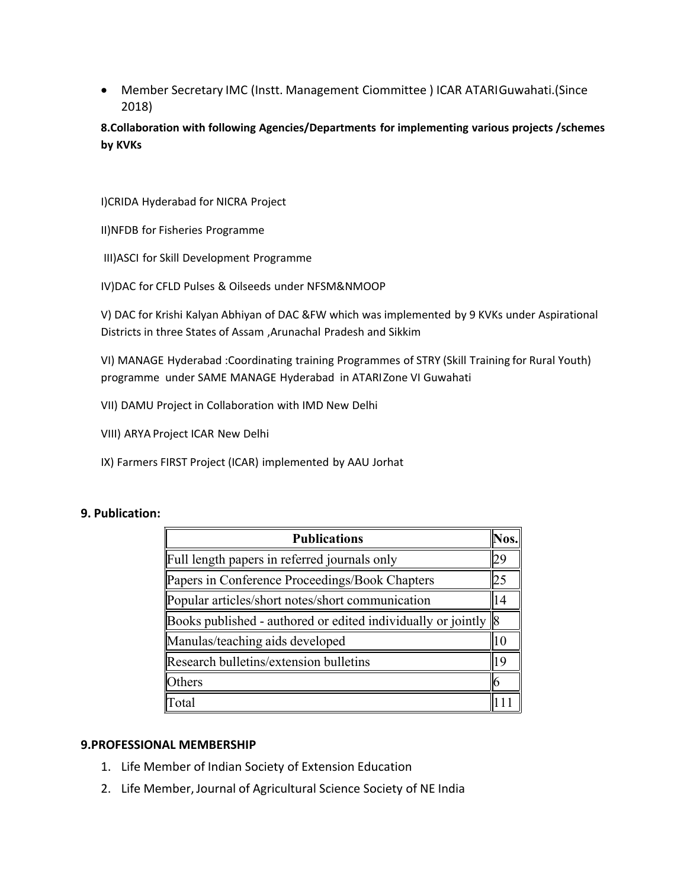- Member Secretary IMC (Instt. Management Ciommittee ) ICAR ATARIGuwahati.(Since 2018)

**8.Collaboration with following Agencies/Departments for implementing various projects /schemes by KVKs**

I)CRIDA Hyderabad for NICRA Project

II)NFDB for Fisheries Programme

III)ASCI for Skill Development Programme

IV)DAC for CFLD Pulses & Oilseeds under NFSM&NMOOP

V) DAC for Krishi Kalyan Abhiyan of DAC &FW which was implemented by 9 KVKs under Aspirational Districts in three States of Assam ,Arunachal Pradesh and Sikkim

VI) MANAGE Hyderabad :Coordinating training Programmes of STRY (Skill Training for Rural Youth) programme under SAME MANAGE Hyderabad in ATARIZone VI Guwahati

VII) DAMU Project in Collaboration with IMD New Delhi

VIII) ARYA Project ICAR New Delhi

IX) Farmers FIRST Project (ICAR) implemented by AAU Jorhat

## 9. Publication:

| Publications | Nos. |
|---|---|
| Full length papers in referred journals only | 29 |
| Papers in Conference Proceedings/Book Chapters | 25 |
| Popular articles/short notes/short communication | 14 |
| Books published - authored or edited individually or jointly | 8 |
| Manulas/teaching aids developed | 10 |
| Research bulletins/extension bulletins | 19 |
| Others | 6 |
| Total | 111 |

## 9.PROFESSIONAL MEMBERSHIP

1. Life Member of Indian Society of Extension Education
2. Life Member, Journal of Agricultural Science Society of NE India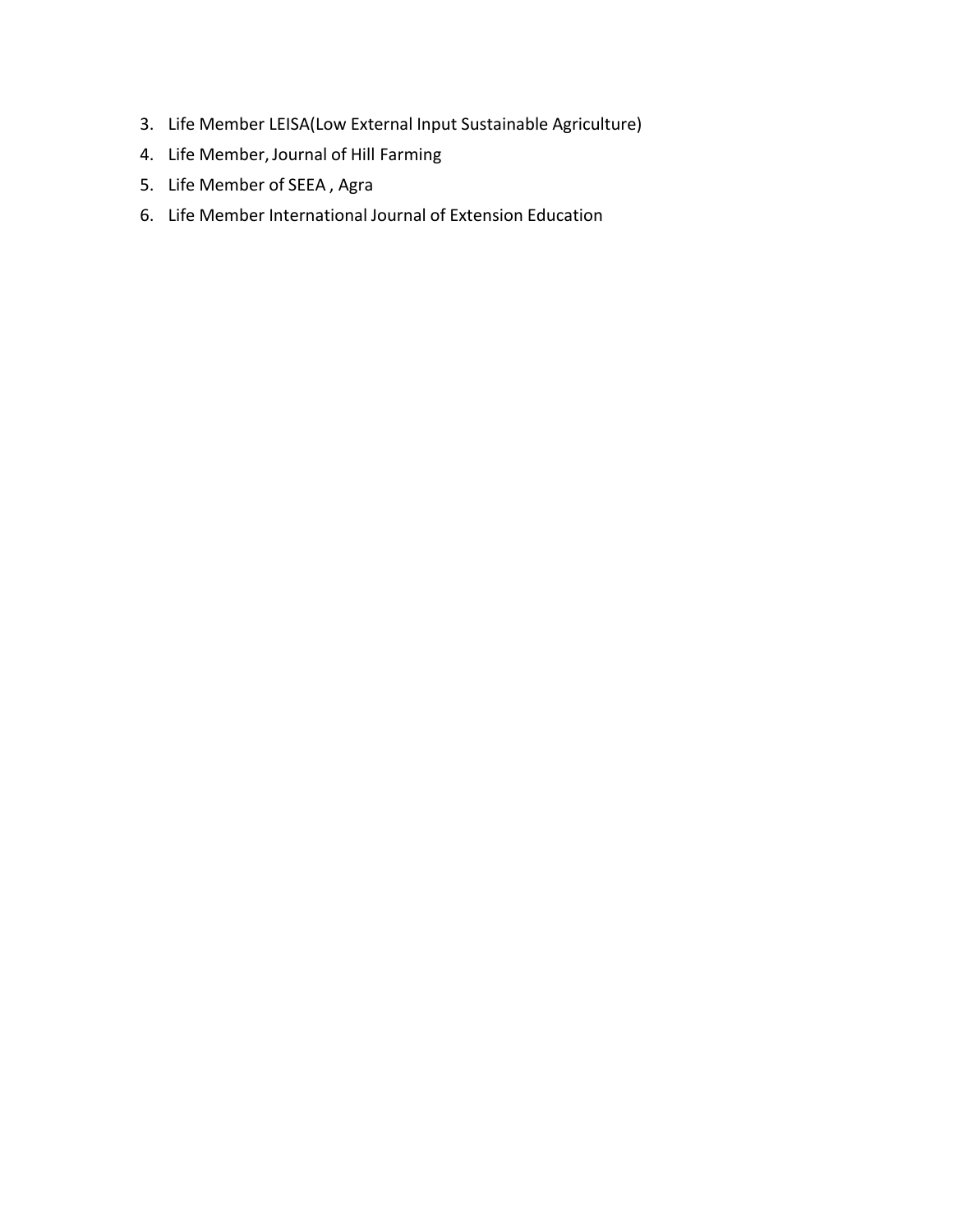3. Life Member LEISA(Low External Input Sustainable Agriculture)
4. Life Member, Journal of Hill Farming
5. Life Member of SEEA , Agra
6. Life Member International Journal of Extension Education